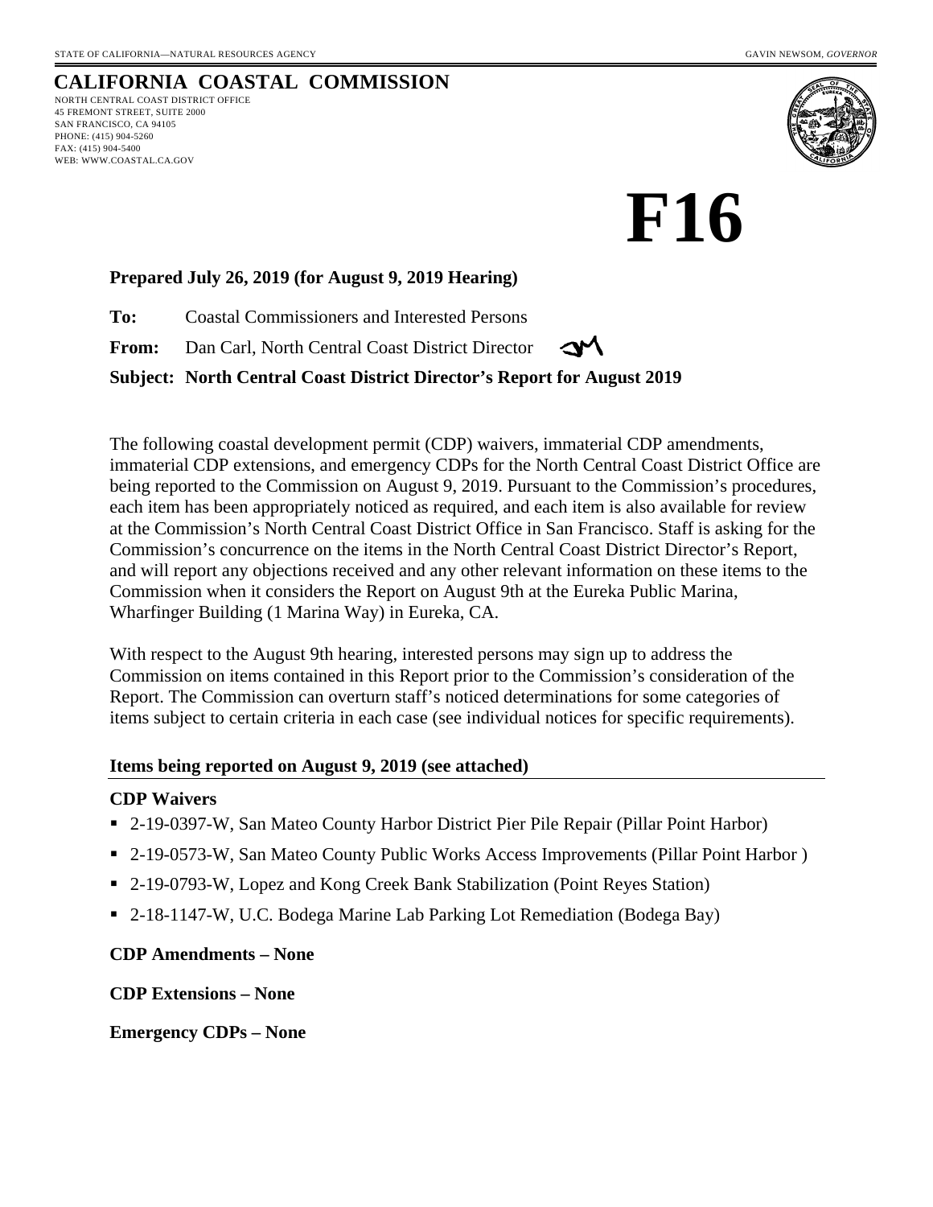STATE OF CALIFORNIA—NATURAL RESOURCES AGENCY

GAVIN NEWSOM, *GOVERNOR*

# CALIFORNIA COASTAL COMMISSION

NORTH CENTRAL COAST DISTRICT OFFICE
45 FREMONT STREET, SUITE 2000
SAN FRANCISCO, CA 94105
PHONE: (415) 904-5260
FAX: (415) 904-5400
WEB: WWW.COASTAL.CA.GOV

# F16

**Prepared July 26, 2019 (for August 9, 2019 Hearing)**

**To:** Coastal Commissioners and Interested Persons

**From:** Dan Carl, North Central Coast District Director

**Subject: North Central Coast District Director's Report for August 2019**

The following coastal development permit (CDP) waivers, immaterial CDP amendments, immaterial CDP extensions, and emergency CDPs for the North Central Coast District Office are being reported to the Commission on August 9, 2019. Pursuant to the Commission's procedures, each item has been appropriately noticed as required, and each item is also available for review at the Commission's North Central Coast District Office in San Francisco. Staff is asking for the Commission's concurrence on the items in the North Central Coast District Director's Report, and will report any objections received and any other relevant information on these items to the Commission when it considers the Report on August 9th at the Eureka Public Marina, Wharfinger Building (1 Marina Way) in Eureka, CA.

With respect to the August 9th hearing, interested persons may sign up to address the Commission on items contained in this Report prior to the Commission's consideration of the Report. The Commission can overturn staff's noticed determinations for some categories of items subject to certain criteria in each case (see individual notices for specific requirements).

**Items being reported on August 9, 2019 (see attached)**

**CDP Waivers**

- 2-19-0397-W, San Mateo County Harbor District Pier Pile Repair (Pillar Point Harbor)
- 2-19-0573-W, San Mateo County Public Works Access Improvements (Pillar Point Harbor )
- 2-19-0793-W, Lopez and Kong Creek Bank Stabilization (Point Reyes Station)
- 2-18-1147-W, U.C. Bodega Marine Lab Parking Lot Remediation (Bodega Bay)

**CDP Amendments – None**

**CDP Extensions – None**

**Emergency CDPs – None**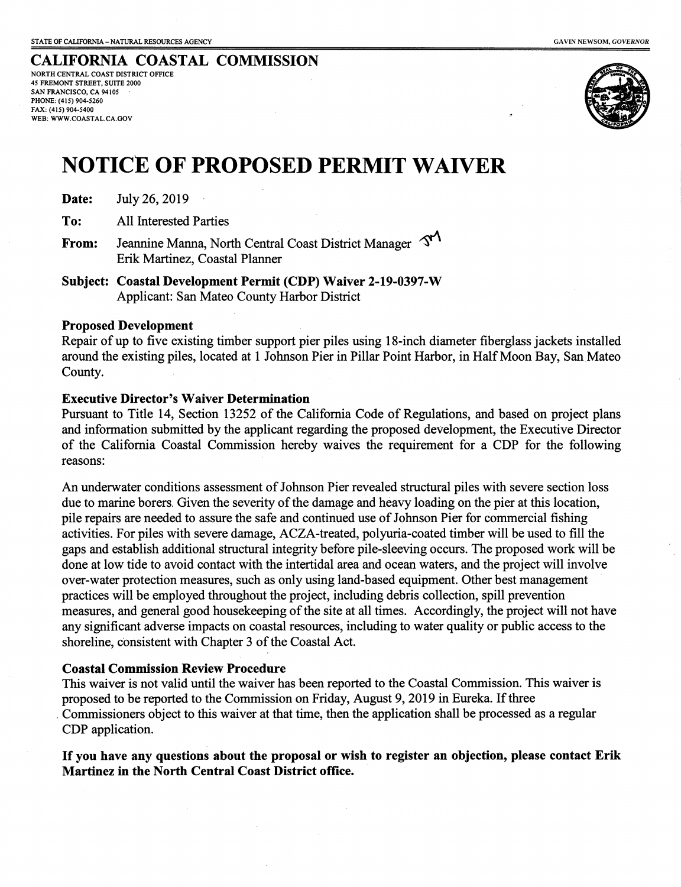STATE OF CALIFORNIA – NATURAL RESOURCES AGENCY

GAVIN NEWSOM, *GOVERNOR*

# CALIFORNIA COASTAL COMMISSION

NORTH CENTRAL COAST DISTRICT OFFICE
45 FREMONT STREET, SUITE 2000
SAN FRANCISCO, CA 94105
PHONE: (415) 904-5260
FAX: (415) 904-5400
WEB: WWW.COASTAL.CA.GOV

# NOTICE OF PROPOSED PERMIT WAIVER

**Date:** July 26, 2019

**To:** All Interested Parties

**From:** Jeannine Manna, North Central Coast District Manager
Erik Martinez, Coastal Planner

**Subject: Coastal Development Permit (CDP) Waiver 2-19-0397-W**
Applicant: San Mateo County Harbor District

### Proposed Development

Repair of up to five existing timber support pier piles using 18-inch diameter fiberglass jackets installed around the existing piles, located at 1 Johnson Pier in Pillar Point Harbor, in Half Moon Bay, San Mateo County.

### Executive Director's Waiver Determination

Pursuant to Title 14, Section 13252 of the California Code of Regulations, and based on project plans and information submitted by the applicant regarding the proposed development, the Executive Director of the California Coastal Commission hereby waives the requirement for a CDP for the following reasons:

An underwater conditions assessment of Johnson Pier revealed structural piles with severe section loss due to marine borers. Given the severity of the damage and heavy loading on the pier at this location, pile repairs are needed to assure the safe and continued use of Johnson Pier for commercial fishing activities. For piles with severe damage, ACZA-treated, polyuria-coated timber will be used to fill the gaps and establish additional structural integrity before pile-sleeving occurs. The proposed work will be done at low tide to avoid contact with the intertidal area and ocean waters, and the project will involve over-water protection measures, such as only using land-based equipment. Other best management practices will be employed throughout the project, including debris collection, spill prevention measures, and general good housekeeping of the site at all times. Accordingly, the project will not have any significant adverse impacts on coastal resources, including to water quality or public access to the shoreline, consistent with Chapter 3 of the Coastal Act.

### Coastal Commission Review Procedure

This waiver is not valid until the waiver has been reported to the Coastal Commission. This waiver is proposed to be reported to the Commission on Friday, August 9, 2019 in Eureka. If three Commissioners object to this waiver at that time, then the application shall be processed as a regular CDP application.

**If you have any questions about the proposal or wish to register an objection, please contact Erik Martinez in the North Central Coast District office.**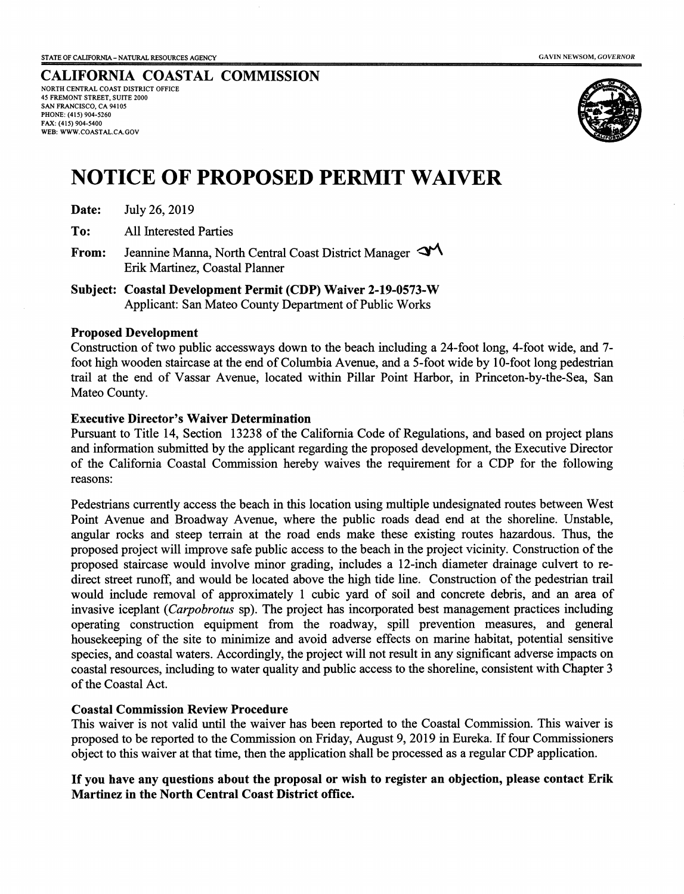STATE OF CALIFORNIA – NATURAL RESOURCES AGENCY

GAVIN NEWSOM, *GOVERNOR*

**CALIFORNIA COASTAL COMMISSION**

NORTH CENTRAL COAST DISTRICT OFFICE
45 FREMONT STREET, SUITE 2000
SAN FRANCISCO, CA 94105
PHONE: (415) 904-5260
FAX: (415) 904-5400
WEB: WWW.COASTAL.CA.GOV

# NOTICE OF PROPOSED PERMIT WAIVER

**Date:** July 26, 2019

**To:** All Interested Parties

**From:** Jeannine Manna, North Central Coast District Manager
Erik Martinez, Coastal Planner

**Subject: Coastal Development Permit (CDP) Waiver 2-19-0573-W**
Applicant: San Mateo County Department of Public Works

**Proposed Development**

Construction of two public accessways down to the beach including a 24-foot long, 4-foot wide, and 7-foot high wooden staircase at the end of Columbia Avenue, and a 5-foot wide by 10-foot long pedestrian trail at the end of Vassar Avenue, located within Pillar Point Harbor, in Princeton-by-the-Sea, San Mateo County.

**Executive Director's Waiver Determination**

Pursuant to Title 14, Section 13238 of the California Code of Regulations, and based on project plans and information submitted by the applicant regarding the proposed development, the Executive Director of the California Coastal Commission hereby waives the requirement for a CDP for the following reasons:

Pedestrians currently access the beach in this location using multiple undesignated routes between West Point Avenue and Broadway Avenue, where the public roads dead end at the shoreline. Unstable, angular rocks and steep terrain at the road ends make these existing routes hazardous. Thus, the proposed project will improve safe public access to the beach in the project vicinity. Construction of the proposed staircase would involve minor grading, includes a 12-inch diameter drainage culvert to re-direct street runoff, and would be located above the high tide line. Construction of the pedestrian trail would include removal of approximately 1 cubic yard of soil and concrete debris, and an area of invasive iceplant (*Carpobrotus* sp). The project has incorporated best management practices including operating construction equipment from the roadway, spill prevention measures, and general housekeeping of the site to minimize and avoid adverse effects on marine habitat, potential sensitive species, and coastal waters. Accordingly, the project will not result in any significant adverse impacts on coastal resources, including to water quality and public access to the shoreline, consistent with Chapter 3 of the Coastal Act.

**Coastal Commission Review Procedure**

This waiver is not valid until the waiver has been reported to the Coastal Commission. This waiver is proposed to be reported to the Commission on Friday, August 9, 2019 in Eureka. If four Commissioners object to this waiver at that time, then the application shall be processed as a regular CDP application.

**If you have any questions about the proposal or wish to register an objection, please contact Erik Martinez in the North Central Coast District office.**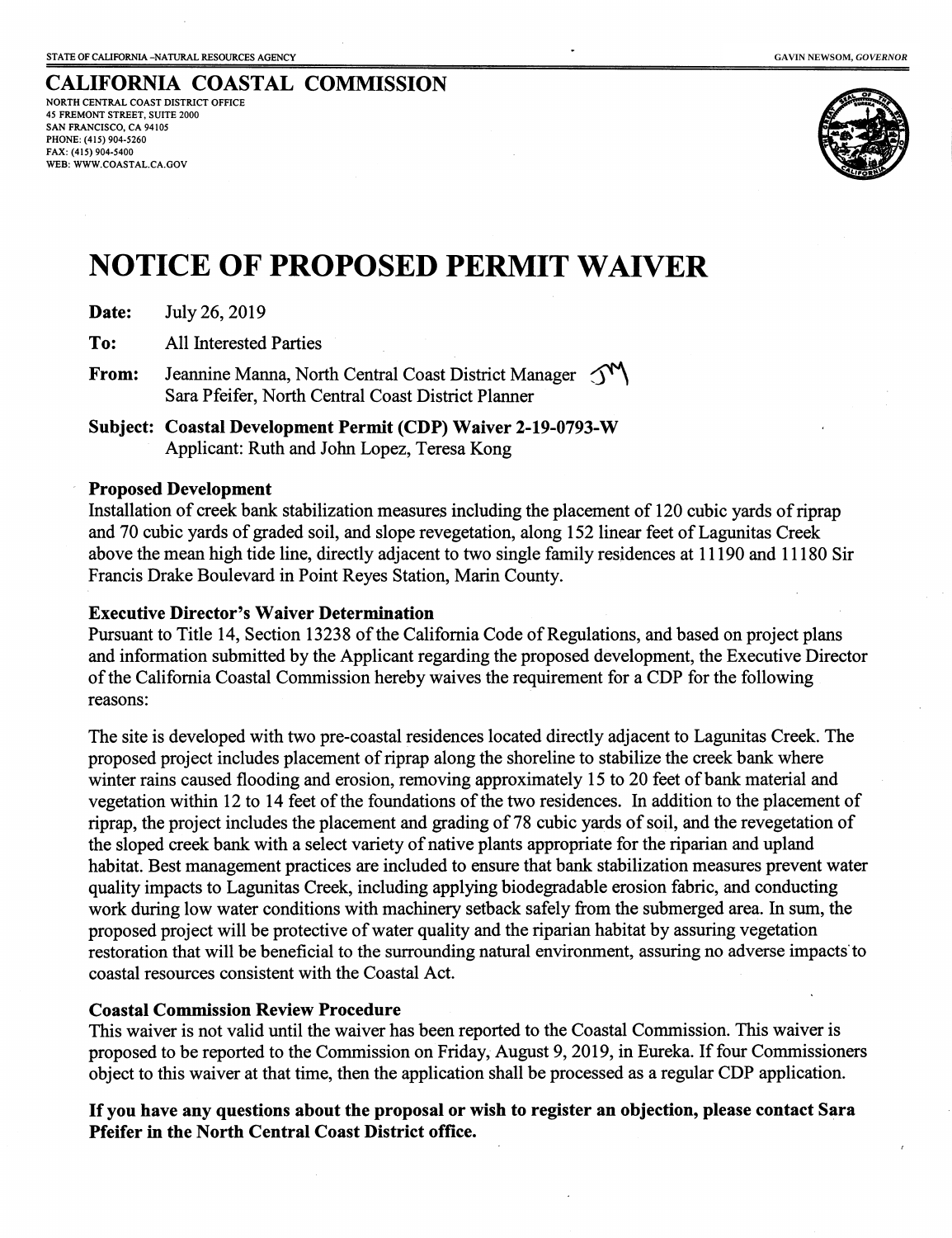STATE OF CALIFORNIA -NATURAL RESOURCES AGENCY

GAVIN NEWSOM, *GOVERNOR*

## CALIFORNIA COASTAL COMMISSION

NORTH CENTRAL COAST DISTRICT OFFICE
45 FREMONT STREET, SUITE 2000
SAN FRANCISCO, CA 94105
PHONE: (415) 904-5260
FAX: (415) 904-5400
WEB: WWW.COASTAL.CA.GOV

# NOTICE OF PROPOSED PERMIT WAIVER

**Date:** July 26, 2019

**To:** All Interested Parties

**From:** Jeannine Manna, North Central Coast District Manager
Sara Pfeifer, North Central Coast District Planner

**Subject: Coastal Development Permit (CDP) Waiver 2-19-0793-W**
Applicant: Ruth and John Lopez, Teresa Kong

### Proposed Development

Installation of creek bank stabilization measures including the placement of 120 cubic yards of riprap and 70 cubic yards of graded soil, and slope revegetation, along 152 linear feet of Lagunitas Creek above the mean high tide line, directly adjacent to two single family residences at 11190 and 11180 Sir Francis Drake Boulevard in Point Reyes Station, Marin County.

### Executive Director's Waiver Determination

Pursuant to Title 14, Section 13238 of the California Code of Regulations, and based on project plans and information submitted by the Applicant regarding the proposed development, the Executive Director of the California Coastal Commission hereby waives the requirement for a CDP for the following reasons:

The site is developed with two pre-coastal residences located directly adjacent to Lagunitas Creek. The proposed project includes placement of riprap along the shoreline to stabilize the creek bank where winter rains caused flooding and erosion, removing approximately 15 to 20 feet of bank material and vegetation within 12 to 14 feet of the foundations of the two residences. In addition to the placement of riprap, the project includes the placement and grading of 78 cubic yards of soil, and the revegetation of the sloped creek bank with a select variety of native plants appropriate for the riparian and upland habitat. Best management practices are included to ensure that bank stabilization measures prevent water quality impacts to Lagunitas Creek, including applying biodegradable erosion fabric, and conducting work during low water conditions with machinery setback safely from the submerged area. In sum, the proposed project will be protective of water quality and the riparian habitat by assuring vegetation restoration that will be beneficial to the surrounding natural environment, assuring no adverse impacts to coastal resources consistent with the Coastal Act.

### Coastal Commission Review Procedure

This waiver is not valid until the waiver has been reported to the Coastal Commission. This waiver is proposed to be reported to the Commission on Friday, August 9, 2019, in Eureka. If four Commissioners object to this waiver at that time, then the application shall be processed as a regular CDP application.

**If you have any questions about the proposal or wish to register an objection, please contact Sara Pfeifer in the North Central Coast District office.**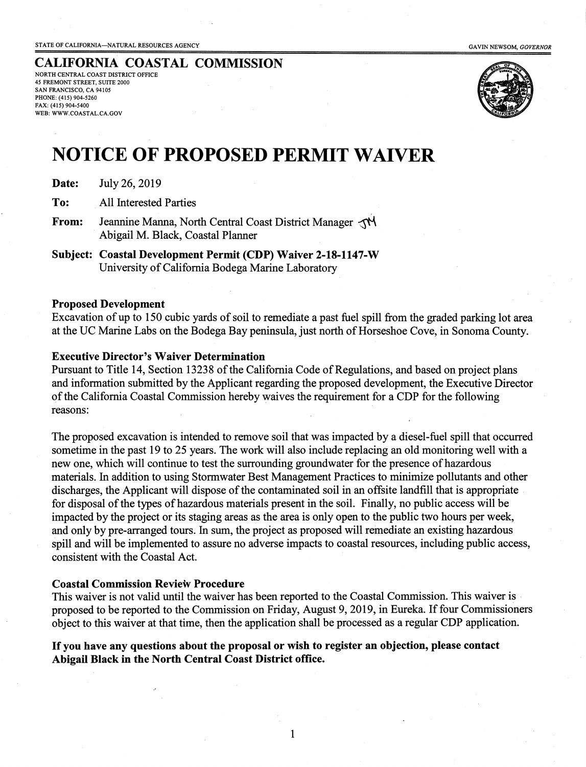STATE OF CALIFORNIA—NATURAL RESOURCES AGENCY

GAVIN NEWSOM, *GOVERNOR*

# CALIFORNIA COASTAL COMMISSION

NORTH CENTRAL COAST DISTRICT OFFICE
45 FREMONT STREET, SUITE 2000
SAN FRANCISCO, CA 94105
PHONE: (415) 904-5260
FAX: (415) 904-5400
WEB: WWW.COASTAL.CA.GOV

# NOTICE OF PROPOSED PERMIT WAIVER

**Date:** July 26, 2019

**To:** All Interested Parties

**From:** Jeannine Manna, North Central Coast District Manager JM
Abigail M. Black, Coastal Planner

**Subject: Coastal Development Permit (CDP) Waiver 2-18-1147-W**
University of California Bodega Marine Laboratory

**Proposed Development**

Excavation of up to 150 cubic yards of soil to remediate a past fuel spill from the graded parking lot area at the UC Marine Labs on the Bodega Bay peninsula, just north of Horseshoe Cove, in Sonoma County.

**Executive Director's Waiver Determination**

Pursuant to Title 14, Section 13238 of the California Code of Regulations, and based on project plans and information submitted by the Applicant regarding the proposed development, the Executive Director of the California Coastal Commission hereby waives the requirement for a CDP for the following reasons:

The proposed excavation is intended to remove soil that was impacted by a diesel-fuel spill that occurred sometime in the past 19 to 25 years. The work will also include replacing an old monitoring well with a new one, which will continue to test the surrounding groundwater for the presence of hazardous materials. In addition to using Stormwater Best Management Practices to minimize pollutants and other discharges, the Applicant will dispose of the contaminated soil in an offsite landfill that is appropriate for disposal of the types of hazardous materials present in the soil. Finally, no public access will be impacted by the project or its staging areas as the area is only open to the public two hours per week, and only by pre-arranged tours. In sum, the project as proposed will remediate an existing hazardous spill and will be implemented to assure no adverse impacts to coastal resources, including public access, consistent with the Coastal Act.

**Coastal Commission Review Procedure**

This waiver is not valid until the waiver has been reported to the Coastal Commission. This waiver is proposed to be reported to the Commission on Friday, August 9, 2019, in Eureka. If four Commissioners object to this waiver at that time, then the application shall be processed as a regular CDP application.

**If you have any questions about the proposal or wish to register an objection, please contact Abigail Black in the North Central Coast District office.**